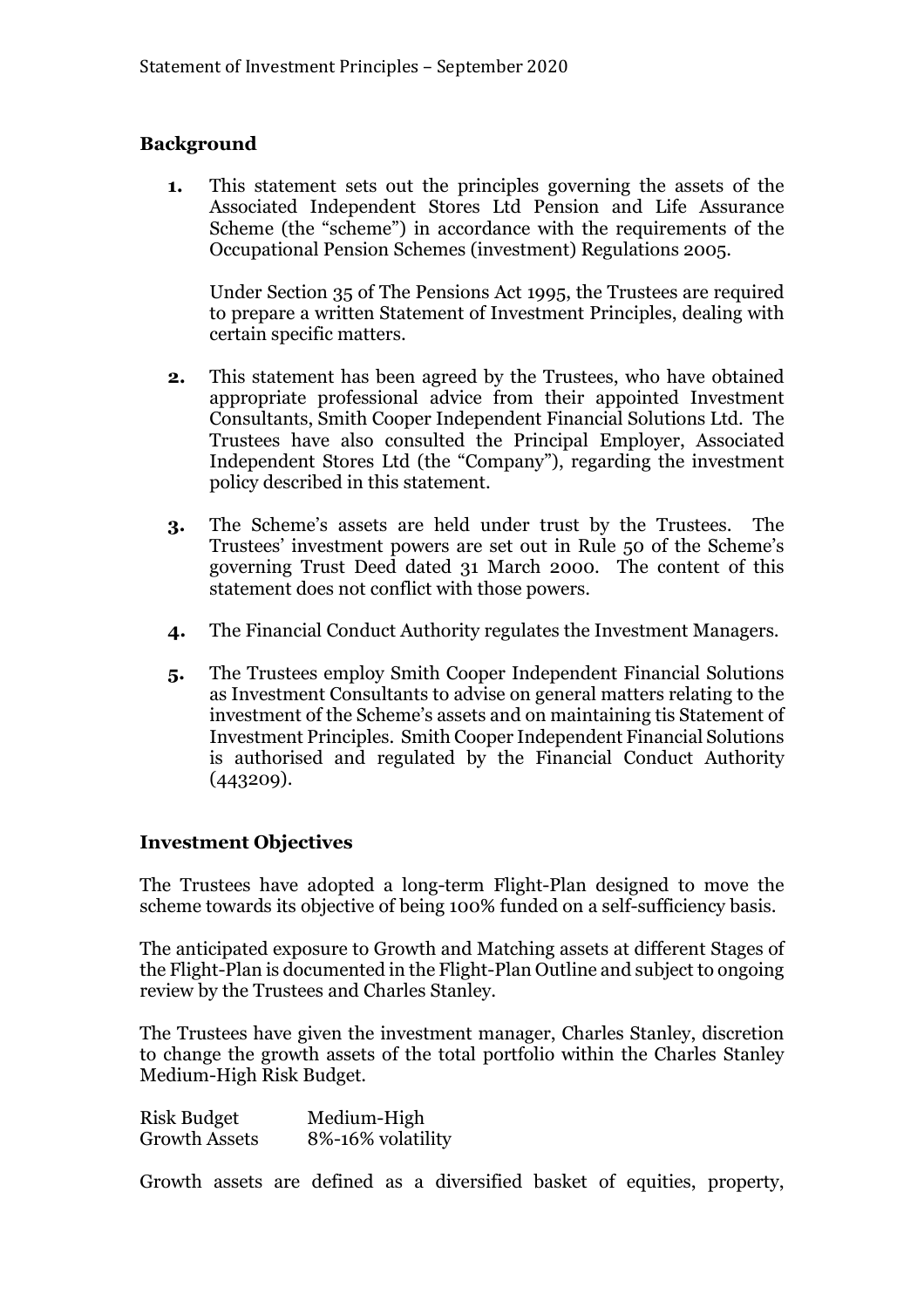## Background

1. This statement sets out the principles governing the assets of the Associated Independent Stores Ltd Pension and Life Assurance Scheme (the "scheme") in accordance with the requirements of the Occupational Pension Schemes (investment) Regulations 2005.

   Under Section 35 of The Pensions Act 1995, the Trustees are required to prepare a written Statement of Investment Principles, dealing with certain specific matters.

2. This statement has been agreed by the Trustees, who have obtained appropriate professional advice from their appointed Investment Consultants, Smith Cooper Independent Financial Solutions Ltd. The Trustees have also consulted the Principal Employer, Associated Independent Stores Ltd (the "Company"), regarding the investment policy described in this statement.

3. The Scheme's assets are held under trust by the Trustees. The Trustees' investment powers are set out in Rule 50 of the Scheme's governing Trust Deed dated 31 March 2000. The content of this statement does not conflict with those powers.

4. The Financial Conduct Authority regulates the Investment Managers.

5. The Trustees employ Smith Cooper Independent Financial Solutions as Investment Consultants to advise on general matters relating to the investment of the Scheme's assets and on maintaining tis Statement of Investment Principles. Smith Cooper Independent Financial Solutions is authorised and regulated by the Financial Conduct Authority (443209).

## Investment Objectives

The Trustees have adopted a long-term Flight-Plan designed to move the scheme towards its objective of being 100% funded on a self-sufficiency basis.

The anticipated exposure to Growth and Matching assets at different Stages of the Flight-Plan is documented in the Flight-Plan Outline and subject to ongoing review by the Trustees and Charles Stanley.

The Trustees have given the investment manager, Charles Stanley, discretion to change the growth assets of the total portfolio within the Charles Stanley Medium-High Risk Budget.

| Risk Budget | Medium-High |
|---|---|
| Growth Assets | 8%-16% volatility |

Growth assets are defined as a diversified basket of equities, property,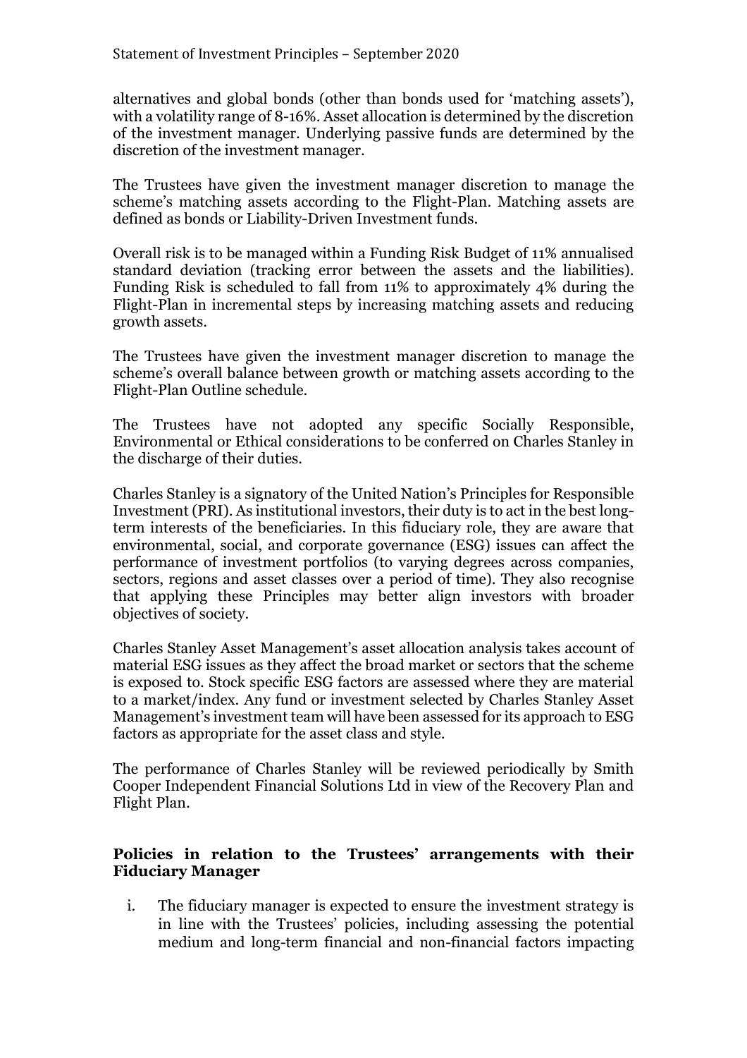alternatives and global bonds (other than bonds used for 'matching assets'), with a volatility range of 8-16%. Asset allocation is determined by the discretion of the investment manager. Underlying passive funds are determined by the discretion of the investment manager.

The Trustees have given the investment manager discretion to manage the scheme's matching assets according to the Flight-Plan. Matching assets are defined as bonds or Liability-Driven Investment funds.

Overall risk is to be managed within a Funding Risk Budget of 11% annualised standard deviation (tracking error between the assets and the liabilities). Funding Risk is scheduled to fall from 11% to approximately 4% during the Flight-Plan in incremental steps by increasing matching assets and reducing growth assets.

The Trustees have given the investment manager discretion to manage the scheme's overall balance between growth or matching assets according to the Flight-Plan Outline schedule.

The Trustees have not adopted any specific Socially Responsible, Environmental or Ethical considerations to be conferred on Charles Stanley in the discharge of their duties.

Charles Stanley is a signatory of the United Nation's Principles for Responsible Investment (PRI). As institutional investors, their duty is to act in the best long-term interests of the beneficiaries. In this fiduciary role, they are aware that environmental, social, and corporate governance (ESG) issues can affect the performance of investment portfolios (to varying degrees across companies, sectors, regions and asset classes over a period of time). They also recognise that applying these Principles may better align investors with broader objectives of society.

Charles Stanley Asset Management's asset allocation analysis takes account of material ESG issues as they affect the broad market or sectors that the scheme is exposed to. Stock specific ESG factors are assessed where they are material to a market/index. Any fund or investment selected by Charles Stanley Asset Management's investment team will have been assessed for its approach to ESG factors as appropriate for the asset class and style.

The performance of Charles Stanley will be reviewed periodically by Smith Cooper Independent Financial Solutions Ltd in view of the Recovery Plan and Flight Plan.

### Policies in relation to the Trustees' arrangements with their Fiduciary Manager

i. The fiduciary manager is expected to ensure the investment strategy is in line with the Trustees' policies, including assessing the potential medium and long-term financial and non-financial factors impacting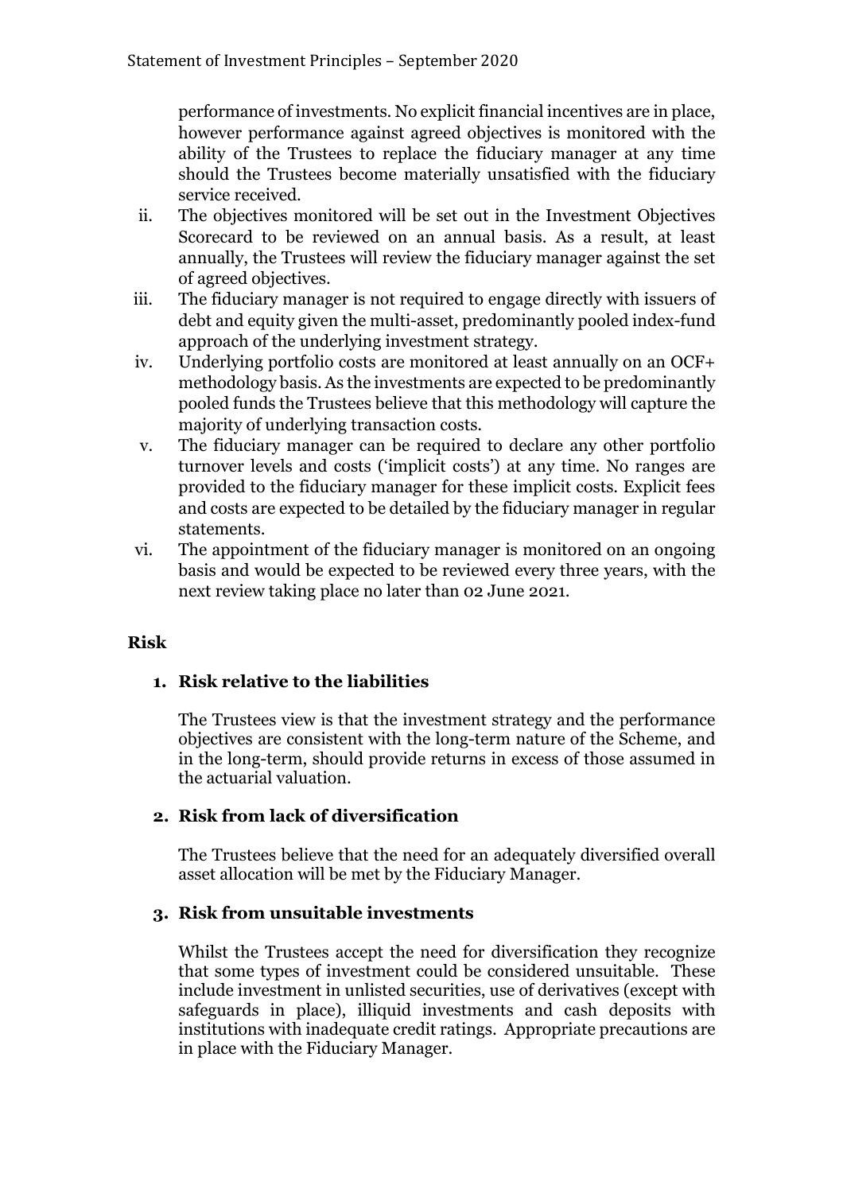performance of investments. No explicit financial incentives are in place, however performance against agreed objectives is monitored with the ability of the Trustees to replace the fiduciary manager at any time should the Trustees become materially unsatisfied with the fiduciary service received.

ii. The objectives monitored will be set out in the Investment Objectives Scorecard to be reviewed on an annual basis. As a result, at least annually, the Trustees will review the fiduciary manager against the set of agreed objectives.

iii. The fiduciary manager is not required to engage directly with issuers of debt and equity given the multi-asset, predominantly pooled index-fund approach of the underlying investment strategy.

iv. Underlying portfolio costs are monitored at least annually on an OCF+ methodology basis. As the investments are expected to be predominantly pooled funds the Trustees believe that this methodology will capture the majority of underlying transaction costs.

v. The fiduciary manager can be required to declare any other portfolio turnover levels and costs ('implicit costs') at any time. No ranges are provided to the fiduciary manager for these implicit costs. Explicit fees and costs are expected to be detailed by the fiduciary manager in regular statements.

vi. The appointment of the fiduciary manager is monitored on an ongoing basis and would be expected to be reviewed every three years, with the next review taking place no later than 02 June 2021.

**Risk**

**1. Risk relative to the liabilities**

The Trustees view is that the investment strategy and the performance objectives are consistent with the long-term nature of the Scheme, and in the long-term, should provide returns in excess of those assumed in the actuarial valuation.

**2. Risk from lack of diversification**

The Trustees believe that the need for an adequately diversified overall asset allocation will be met by the Fiduciary Manager.

**3. Risk from unsuitable investments**

Whilst the Trustees accept the need for diversification they recognize that some types of investment could be considered unsuitable. These include investment in unlisted securities, use of derivatives (except with safeguards in place), illiquid investments and cash deposits with institutions with inadequate credit ratings. Appropriate precautions are in place with the Fiduciary Manager.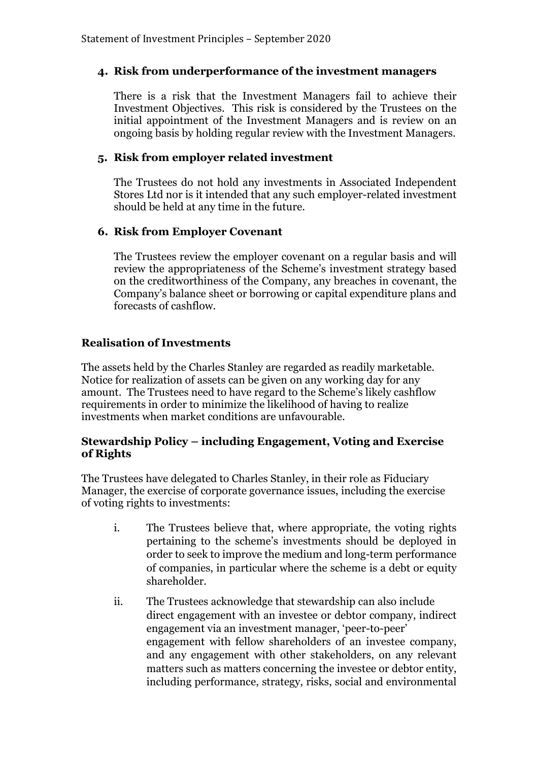### 4. Risk from underperformance of the investment managers

There is a risk that the Investment Managers fail to achieve their Investment Objectives. This risk is considered by the Trustees on the initial appointment of the Investment Managers and is review on an ongoing basis by holding regular review with the Investment Managers.

### 5. Risk from employer related investment

The Trustees do not hold any investments in Associated Independent Stores Ltd nor is it intended that any such employer-related investment should be held at any time in the future.

### 6. Risk from Employer Covenant

The Trustees review the employer covenant on a regular basis and will review the appropriateness of the Scheme's investment strategy based on the creditworthiness of the Company, any breaches in covenant, the Company's balance sheet or borrowing or capital expenditure plans and forecasts of cashflow.

## Realisation of Investments

The assets held by the Charles Stanley are regarded as readily marketable. Notice for realization of assets can be given on any working day for any amount. The Trustees need to have regard to the Scheme's likely cashflow requirements in order to minimize the likelihood of having to realize investments when market conditions are unfavourable.

## Stewardship Policy – including Engagement, Voting and Exercise of Rights

The Trustees have delegated to Charles Stanley, in their role as Fiduciary Manager, the exercise of corporate governance issues, including the exercise of voting rights to investments:

i. The Trustees believe that, where appropriate, the voting rights pertaining to the scheme's investments should be deployed in order to seek to improve the medium and long-term performance of companies, in particular where the scheme is a debt or equity shareholder.

ii. The Trustees acknowledge that stewardship can also include direct engagement with an investee or debtor company, indirect engagement via an investment manager, 'peer-to-peer' engagement with fellow shareholders of an investee company, and any engagement with other stakeholders, on any relevant matters such as matters concerning the investee or debtor entity, including performance, strategy, risks, social and environmental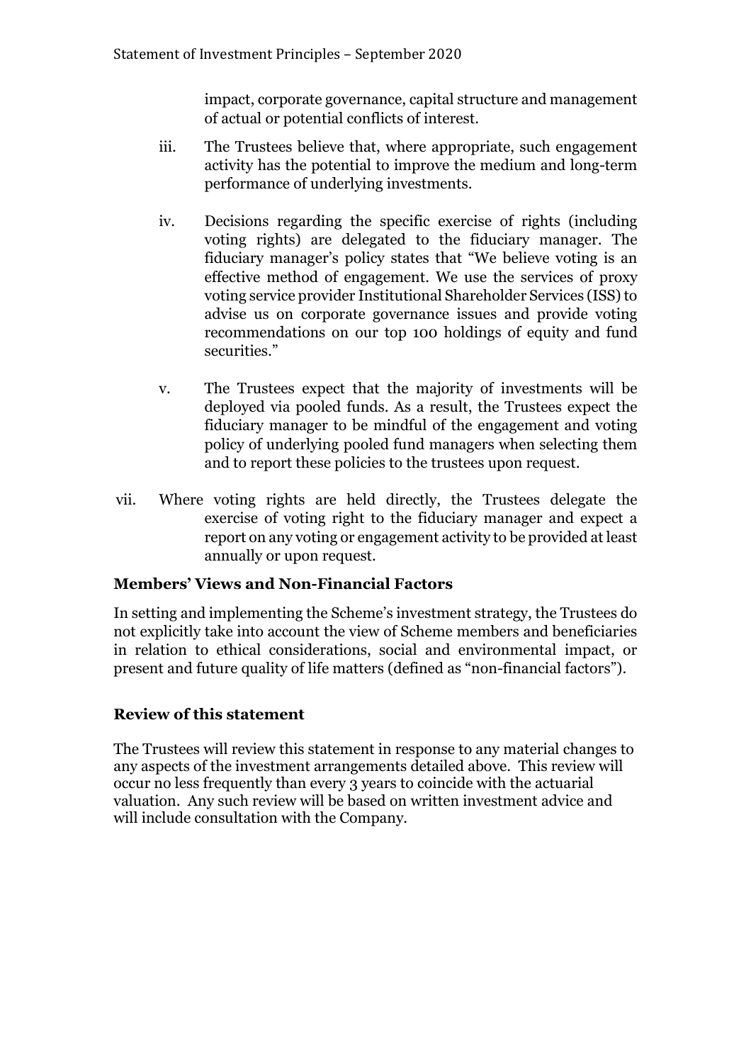impact, corporate governance, capital structure and management of actual or potential conflicts of interest.

iii. The Trustees believe that, where appropriate, such engagement activity has the potential to improve the medium and long-term performance of underlying investments.

iv. Decisions regarding the specific exercise of rights (including voting rights) are delegated to the fiduciary manager. The fiduciary manager's policy states that "We believe voting is an effective method of engagement. We use the services of proxy voting service provider Institutional Shareholder Services (ISS) to advise us on corporate governance issues and provide voting recommendations on our top 100 holdings of equity and fund securities."

v. The Trustees expect that the majority of investments will be deployed via pooled funds. As a result, the Trustees expect the fiduciary manager to be mindful of the engagement and voting policy of underlying pooled fund managers when selecting them and to report these policies to the trustees upon request.

vii. Where voting rights are held directly, the Trustees delegate the exercise of voting right to the fiduciary manager and expect a report on any voting or engagement activity to be provided at least annually or upon request.

### Members' Views and Non-Financial Factors

In setting and implementing the Scheme's investment strategy, the Trustees do not explicitly take into account the view of Scheme members and beneficiaries in relation to ethical considerations, social and environmental impact, or present and future quality of life matters (defined as "non-financial factors").

### Review of this statement

The Trustees will review this statement in response to any material changes to any aspects of the investment arrangements detailed above. This review will occur no less frequently than every 3 years to coincide with the actuarial valuation. Any such review will be based on written investment advice and will include consultation with the Company.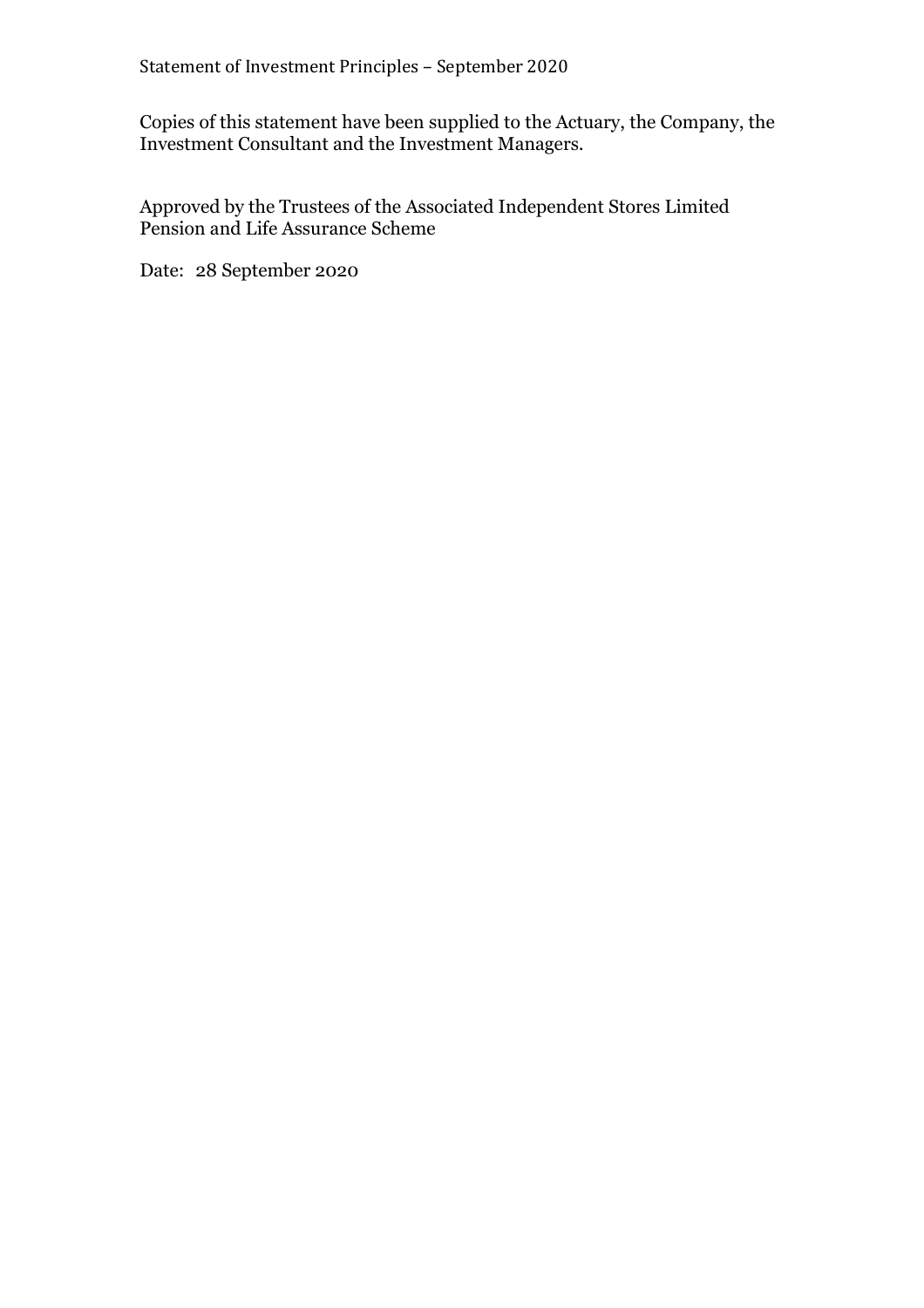Copies of this statement have been supplied to the Actuary, the Company, the Investment Consultant and the Investment Managers.

Approved by the Trustees of the Associated Independent Stores Limited Pension and Life Assurance Scheme

Date: 28 September 2020